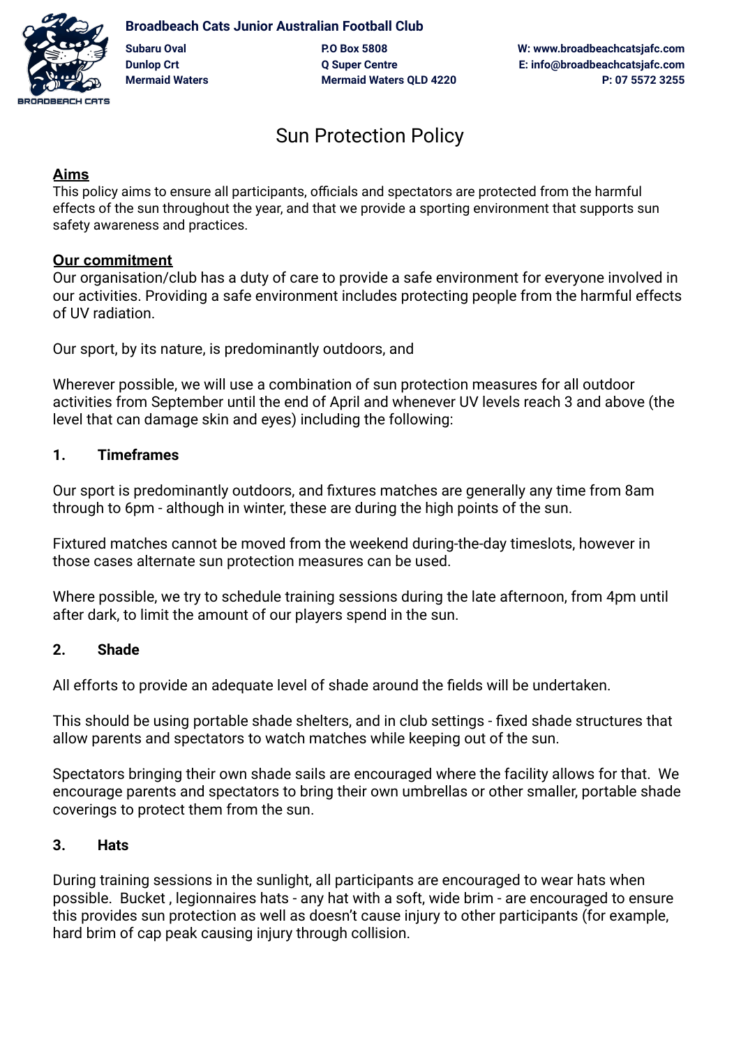**Broadbeach Cats Junior Australian Football Club**

**Subaru Oval**
**Dunlop Crt**
**Mermaid Waters**

**P.O Box 5808**
**Q Super Centre**
**Mermaid Waters QLD 4220**

**W: www.broadbeachcatsjafc.com**
**E: info@broadbeachcatsjafc.com**
**P: 07 5572 3255**

# Sun Protection Policy

## Aims

This policy aims to ensure all participants, officials and spectators are protected from the harmful effects of the sun throughout the year, and that we provide a sporting environment that supports sun safety awareness and practices.

## Our commitment

Our organisation/club has a duty of care to provide a safe environment for everyone involved in our activities. Providing a safe environment includes protecting people from the harmful effects of UV radiation.

Our sport, by its nature, is predominantly outdoors, and

Wherever possible, we will use a combination of sun protection measures for all outdoor activities from September until the end of April and whenever UV levels reach 3 and above (the level that can damage skin and eyes) including the following:

### 1. Timeframes

Our sport is predominantly outdoors, and fixtures matches are generally any time from 8am through to 6pm - although in winter, these are during the high points of the sun.

Fixtured matches cannot be moved from the weekend during-the-day timeslots, however in those cases alternate sun protection measures can be used.

Where possible, we try to schedule training sessions during the late afternoon, from 4pm until after dark, to limit the amount of our players spend in the sun.

### 2. Shade

All efforts to provide an adequate level of shade around the fields will be undertaken.

This should be using portable shade shelters, and in club settings - fixed shade structures that allow parents and spectators to watch matches while keeping out of the sun.

Spectators bringing their own shade sails are encouraged where the facility allows for that. We encourage parents and spectators to bring their own umbrellas or other smaller, portable shade coverings to protect them from the sun.

### 3. Hats

During training sessions in the sunlight, all participants are encouraged to wear hats when possible. Bucket , legionnaires hats - any hat with a soft, wide brim - are encouraged to ensure this provides sun protection as well as doesn't cause injury to other participants (for example, hard brim of cap peak causing injury through collision.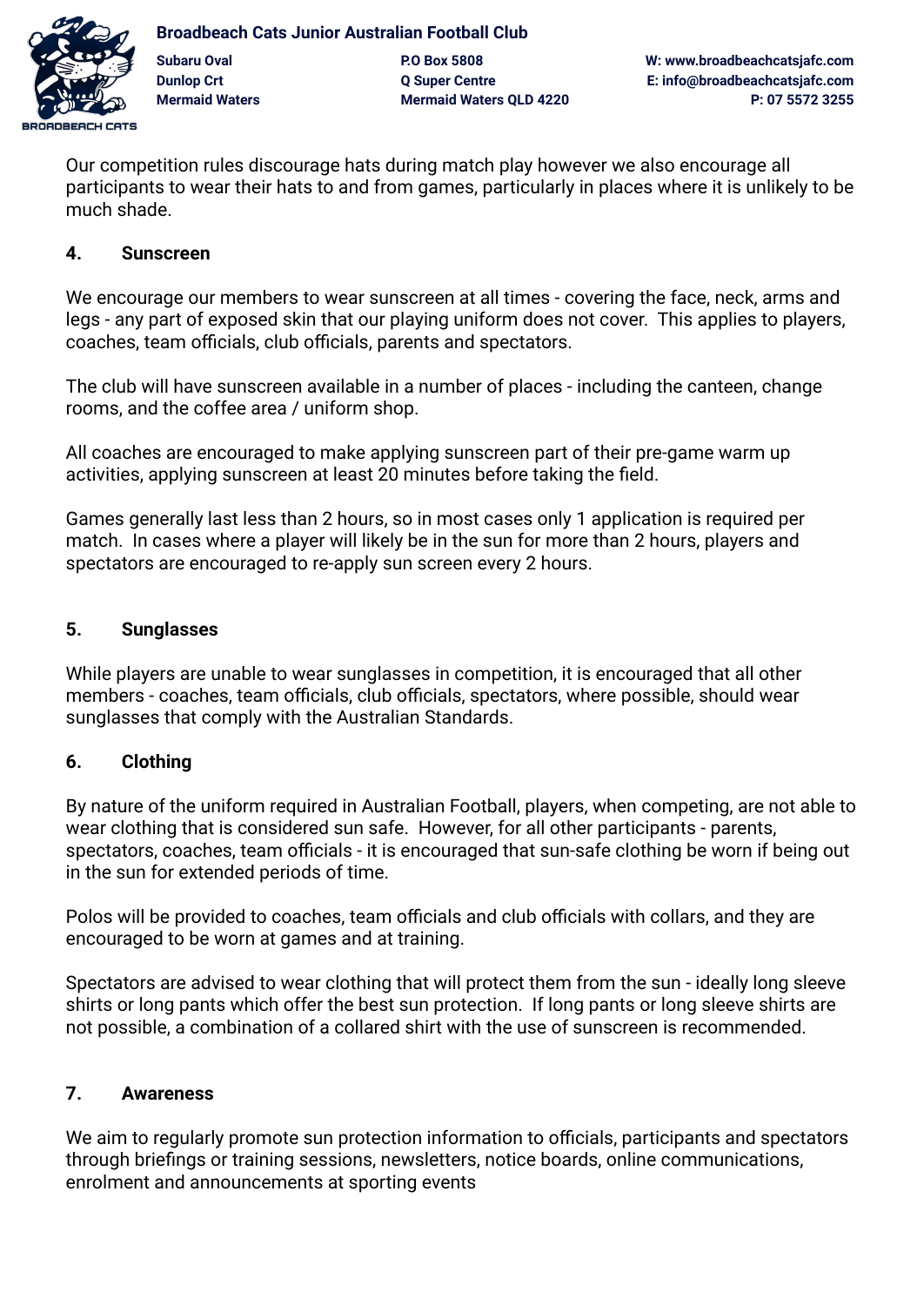Our competition rules discourage hats during match play however we also encourage all participants to wear their hats to and from games, particularly in places where it is unlikely to be much shade.

## 4. Sunscreen

We encourage our members to wear sunscreen at all times - covering the face, neck, arms and legs - any part of exposed skin that our playing uniform does not cover. This applies to players, coaches, team officials, club officials, parents and spectators.

The club will have sunscreen available in a number of places - including the canteen, change rooms, and the coffee area / uniform shop.

All coaches are encouraged to make applying sunscreen part of their pre-game warm up activities, applying sunscreen at least 20 minutes before taking the field.

Games generally last less than 2 hours, so in most cases only 1 application is required per match. In cases where a player will likely be in the sun for more than 2 hours, players and spectators are encouraged to re-apply sun screen every 2 hours.

## 5. Sunglasses

While players are unable to wear sunglasses in competition, it is encouraged that all other members - coaches, team officials, club officials, spectators, where possible, should wear sunglasses that comply with the Australian Standards.

## 6. Clothing

By nature of the uniform required in Australian Football, players, when competing, are not able to wear clothing that is considered sun safe. However, for all other participants - parents, spectators, coaches, team officials - it is encouraged that sun-safe clothing be worn if being out in the sun for extended periods of time.

Polos will be provided to coaches, team officials and club officials with collars, and they are encouraged to be worn at games and at training.

Spectators are advised to wear clothing that will protect them from the sun - ideally long sleeve shirts or long pants which offer the best sun protection. If long pants or long sleeve shirts are not possible, a combination of a collared shirt with the use of sunscreen is recommended.

## 7. Awareness

We aim to regularly promote sun protection information to officials, participants and spectators through briefings or training sessions, newsletters, notice boards, online communications, enrolment and announcements at sporting events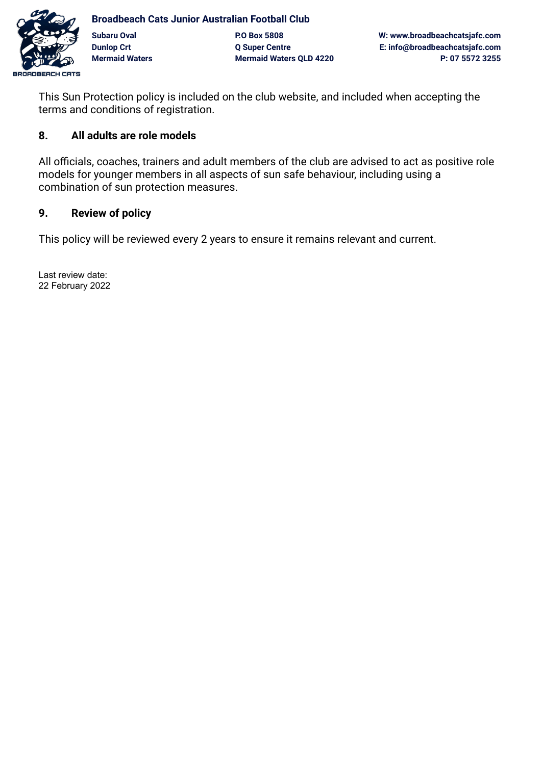This Sun Protection policy is included on the club website, and included when accepting the terms and conditions of registration.

## 8. All adults are role models

All officials, coaches, trainers and adult members of the club are advised to act as positive role models for younger members in all aspects of sun safe behaviour, including using a combination of sun protection measures.

## 9. Review of policy

This policy will be reviewed every 2 years to ensure it remains relevant and current.

Last review date:
22 February 2022